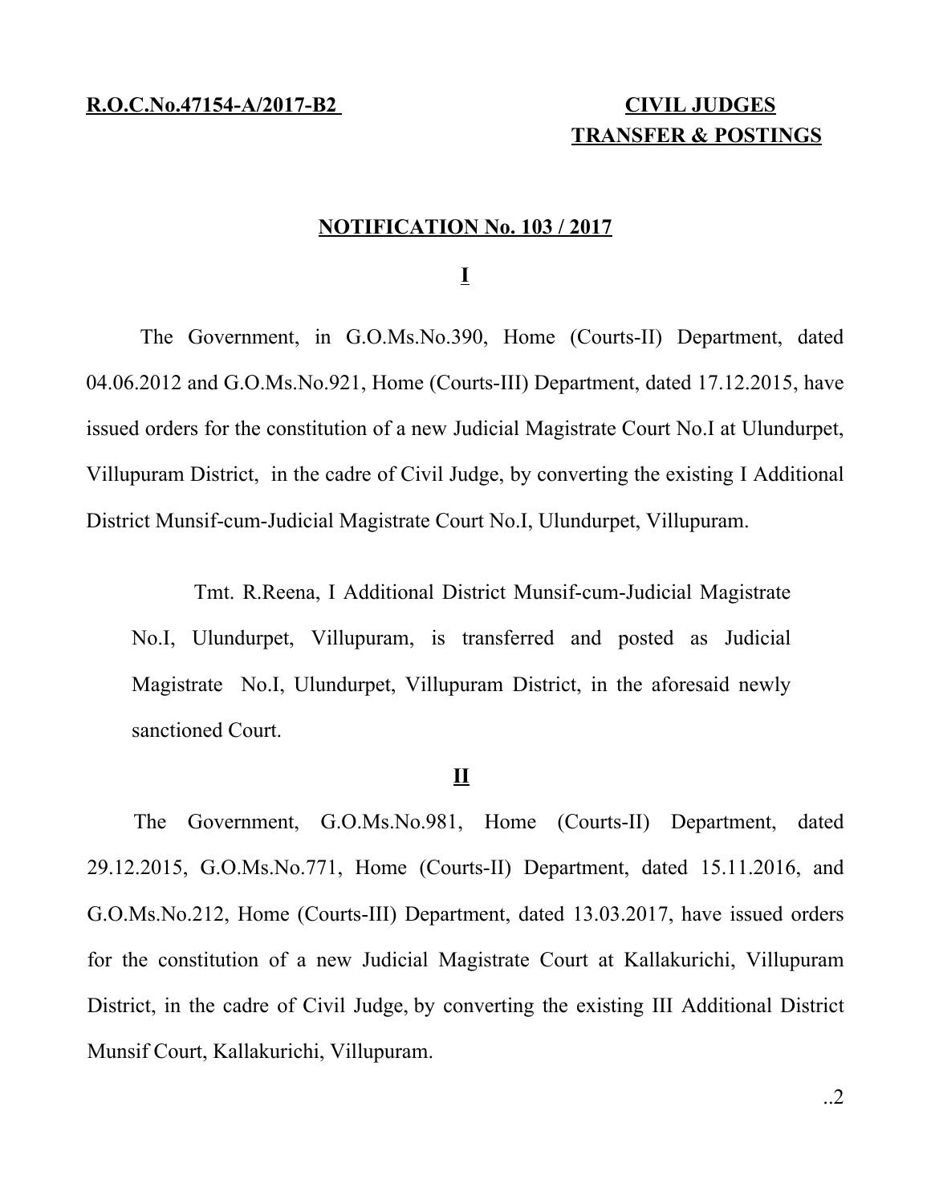**R.O.C.No.47154-A/2017-B2**

**CIVIL JUDGES TRANSFER & POSTINGS**

**NOTIFICATION No. 103 / 2017**

**I**

The Government, in G.O.Ms.No.390, Home (Courts-II) Department, dated 04.06.2012 and G.O.Ms.No.921, Home (Courts-III) Department, dated 17.12.2015, have issued orders for the constitution of a new Judicial Magistrate Court No.I at Ulundurpet, Villupuram District, in the cadre of Civil Judge, by converting the existing I Additional District Munsif-cum-Judicial Magistrate Court No.I, Ulundurpet, Villupuram.

> Tmt. R.Reena, I Additional District Munsif-cum-Judicial Magistrate No.I, Ulundurpet, Villupuram, is transferred and posted as Judicial Magistrate No.I, Ulundurpet, Villupuram District, in the aforesaid newly sanctioned Court.

**II**

The Government, G.O.Ms.No.981, Home (Courts-II) Department, dated 29.12.2015, G.O.Ms.No.771, Home (Courts-II) Department, dated 15.11.2016, and G.O.Ms.No.212, Home (Courts-III) Department, dated 13.03.2017, have issued orders for the constitution of a new Judicial Magistrate Court at Kallakurichi, Villupuram District, in the cadre of Civil Judge, by converting the existing III Additional District Munsif Court, Kallakurichi, Villupuram.

..2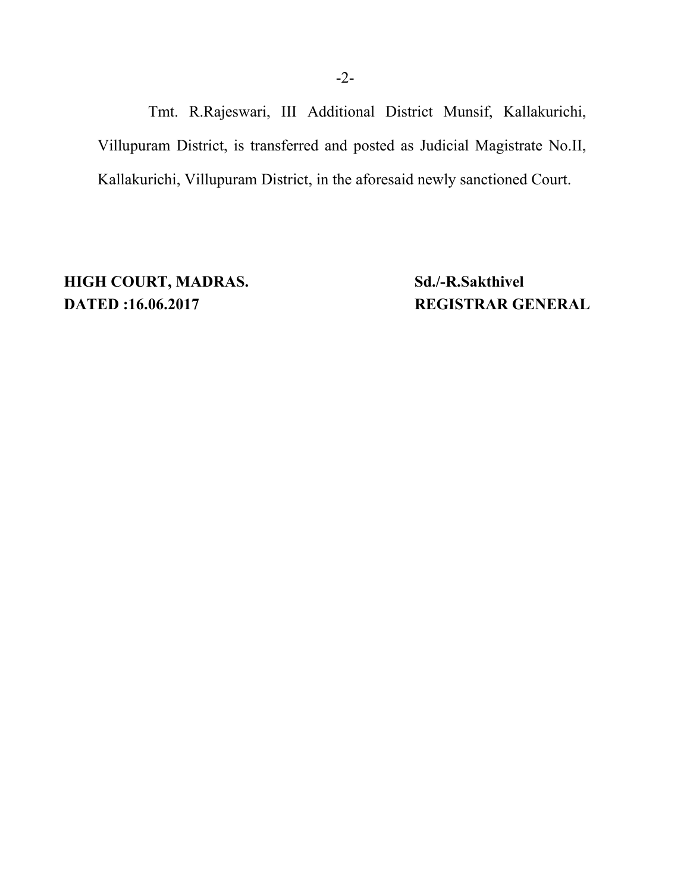Tmt. R.Rajeswari, III Additional District Munsif, Kallakurichi, Villupuram District, is transferred and posted as Judicial Magistrate No.II, Kallakurichi, Villupuram District, in the aforesaid newly sanctioned Court.

**HIGH COURT, MADRAS.** **Sd./-R.Sakthivel**
**DATED :16.06.2017** **REGISTRAR GENERAL**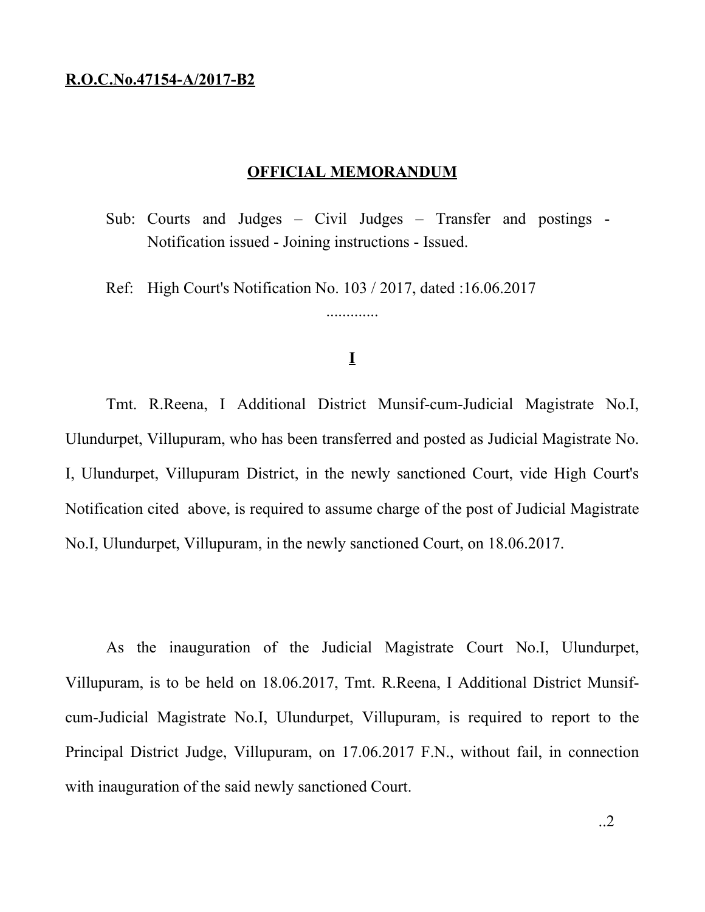**R.O.C.No.47154-A/2017-B2**

**OFFICIAL MEMORANDUM**

Sub: Courts and Judges – Civil Judges – Transfer and postings - Notification issued - Joining instructions - Issued.

Ref: High Court's Notification No. 103 / 2017, dated :16.06.2017

.............

**I**

Tmt. R.Reena, I Additional District Munsif-cum-Judicial Magistrate No.I, Ulundurpet, Villupuram, who has been transferred and posted as Judicial Magistrate No. I, Ulundurpet, Villupuram District, in the newly sanctioned Court, vide High Court's Notification cited above, is required to assume charge of the post of Judicial Magistrate No.I, Ulundurpet, Villupuram, in the newly sanctioned Court, on 18.06.2017.

As the inauguration of the Judicial Magistrate Court No.I, Ulundurpet, Villupuram, is to be held on 18.06.2017, Tmt. R.Reena, I Additional District Munsif-cum-Judicial Magistrate No.I, Ulundurpet, Villupuram, is required to report to the Principal District Judge, Villupuram, on 17.06.2017 F.N., without fail, in connection with inauguration of the said newly sanctioned Court.

..2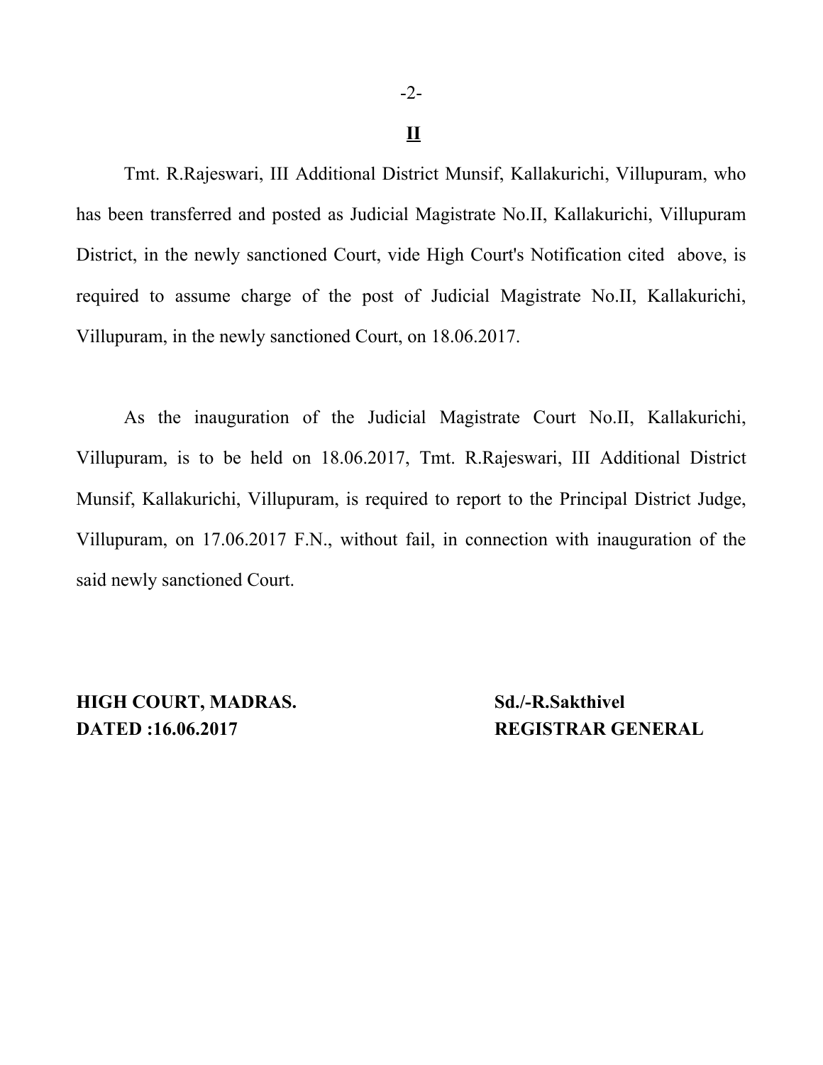**II**

Tmt. R.Rajeswari, III Additional District Munsif, Kallakurichi, Villupuram, who has been transferred and posted as Judicial Magistrate No.II, Kallakurichi, Villupuram District, in the newly sanctioned Court, vide High Court's Notification cited above, is required to assume charge of the post of Judicial Magistrate No.II, Kallakurichi, Villupuram, in the newly sanctioned Court, on 18.06.2017.

As the inauguration of the Judicial Magistrate Court No.II, Kallakurichi, Villupuram, is to be held on 18.06.2017, Tmt. R.Rajeswari, III Additional District Munsif, Kallakurichi, Villupuram, is required to report to the Principal District Judge, Villupuram, on 17.06.2017 F.N., without fail, in connection with inauguration of the said newly sanctioned Court.

**HIGH COURT, MADRAS.**
**DATED :16.06.2017**

**Sd./-R.Sakthivel**
**REGISTRAR GENERAL**